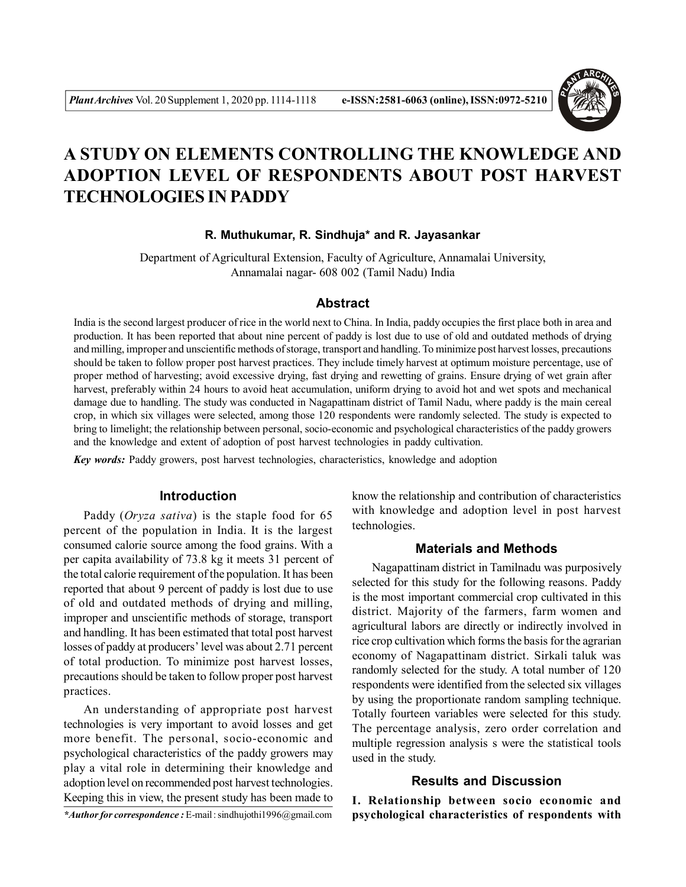# A STUDY ON ELEMENTS CONTROLLING THE KNOWLEDGE AND ADOPTION LEVEL OF RESPONDENTS ABOUT POST HARVEST TECHNOLOGIES IN PADDY

**R. Muthukumar, R. Sindhuja* and R. Jayasankar**

Department of Agricultural Extension, Faculty of Agriculture, Annamalai University, Annamalai nagar- 608 002 (Tamil Nadu) India

## Abstract

India is the second largest producer of rice in the world next to China. In India, paddy occupies the first place both in area and production. It has been reported that about nine percent of paddy is lost due to use of old and outdated methods of drying and milling, improper and unscientific methods of storage, transport and handling. To minimize post harvest losses, precautions should be taken to follow proper post harvest practices. They include timely harvest at optimum moisture percentage, use of proper method of harvesting; avoid excessive drying, fast drying and rewetting of grains. Ensure drying of wet grain after harvest, preferably within 24 hours to avoid heat accumulation, uniform drying to avoid hot and wet spots and mechanical damage due to handling. The study was conducted in Nagapattinam district of Tamil Nadu, where paddy is the main cereal crop, in which six villages were selected, among those 120 respondents were randomly selected. The study is expected to bring to limelight; the relationship between personal, socio-economic and psychological characteristics of the paddy growers and the knowledge and extent of adoption of post harvest technologies in paddy cultivation.

***Key words:*** Paddy growers, post harvest technologies, characteristics, knowledge and adoption

## Introduction

Paddy (*Oryza sativa*) is the staple food for 65 percent of the population in India. It is the largest consumed calorie source among the food grains. With a per capita availability of 73.8 kg it meets 31 percent of the total calorie requirement of the population. It has been reported that about 9 percent of paddy is lost due to use of old and outdated methods of drying and milling, improper and unscientific methods of storage, transport and handling. It has been estimated that total post harvest losses of paddy at producers' level was about 2.71 percent of total production. To minimize post harvest losses, precautions should be taken to follow proper post harvest practices.

An understanding of appropriate post harvest technologies is very important to avoid losses and get more benefit. The personal, socio-economic and psychological characteristics of the paddy growers may play a vital role in determining their knowledge and adoption level on recommended post harvest technologies. Keeping this in view, the present study has been made to know the relationship and contribution of characteristics with knowledge and adoption level in post harvest technologies.

## Materials and Methods

Nagapattinam district in Tamilnadu was purposively selected for this study for the following reasons. Paddy is the most important commercial crop cultivated in this district. Majority of the farmers, farm women and agricultural labors are directly or indirectly involved in rice crop cultivation which forms the basis for the agrarian economy of Nagapattinam district. Sirkali taluk was randomly selected for the study. A total number of 120 respondents were identified from the selected six villages by using the proportionate random sampling technique. Totally fourteen variables were selected for this study. The percentage analysis, zero order correlation and multiple regression analysis s were the statistical tools used in the study.

## Results and Discussion

**I. Relationship between socio economic and psychological characteristics of respondents with**

**\*Author for correspondence :** E-mail : sindhujothi1996@gmail.com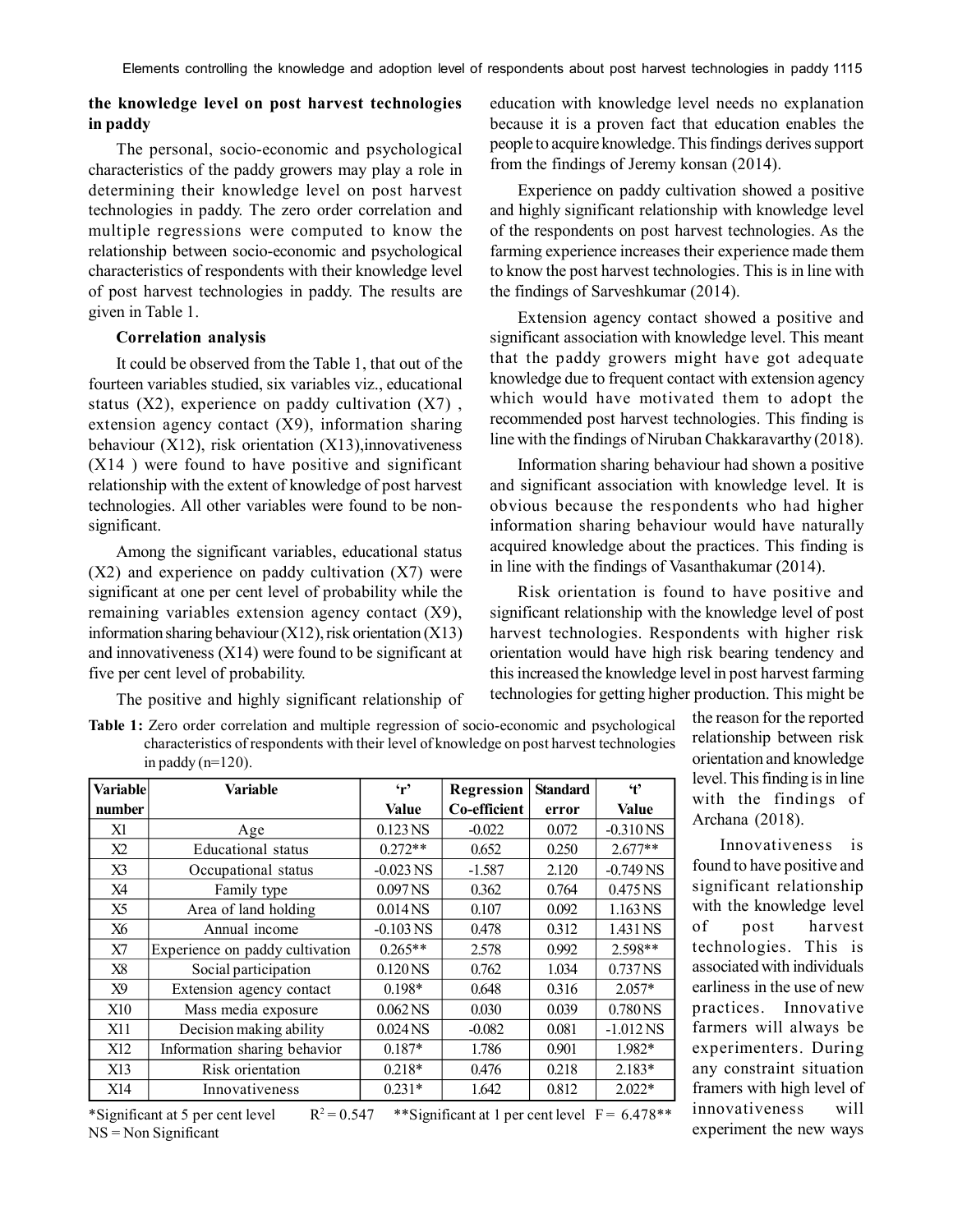**the knowledge level on post harvest technologies in paddy**

The personal, socio-economic and psychological characteristics of the paddy growers may play a role in determining their knowledge level on post harvest technologies in paddy. The zero order correlation and multiple regressions were computed to know the relationship between socio-economic and psychological characteristics of respondents with their knowledge level of post harvest technologies in paddy. The results are given in Table 1.

**Correlation analysis**

It could be observed from the Table 1, that out of the fourteen variables studied, six variables viz., educational status (X2), experience on paddy cultivation (X7) , extension agency contact (X9), information sharing behaviour (X12), risk orientation (X13),innovativeness (X14 ) were found to have positive and significant relationship with the extent of knowledge of post harvest technologies. All other variables were found to be non-significant.

Among the significant variables, educational status (X2) and experience on paddy cultivation (X7) were significant at one per cent level of probability while the remaining variables extension agency contact (X9), information sharing behaviour (X12), risk orientation (X13) and innovativeness (X14) were found to be significant at five per cent level of probability.

The positive and highly significant relationship of education with knowledge level needs no explanation because it is a proven fact that education enables the people to acquire knowledge. This findings derives support from the findings of Jeremy konsan (2014).

Experience on paddy cultivation showed a positive and highly significant relationship with knowledge level of the respondents on post harvest technologies. As the farming experience increases their experience made them to know the post harvest technologies. This is in line with the findings of Sarveshkumar (2014).

Extension agency contact showed a positive and significant association with knowledge level. This meant that the paddy growers might have got adequate knowledge due to frequent contact with extension agency which would have motivated them to adopt the recommended post harvest technologies. This finding is line with the findings of Niruban Chakkaravarthy (2018).

Information sharing behaviour had shown a positive and significant association with knowledge level. It is obvious because the respondents who had higher information sharing behaviour would have naturally acquired knowledge about the practices. This finding is in line with the findings of Vasanthakumar (2014).

Risk orientation is found to have positive and significant relationship with the knowledge level of post harvest technologies. Respondents with higher risk orientation would have high risk bearing tendency and this increased the knowledge level in post harvest farming technologies for getting higher production. This might be the reason for the reported relationship between risk orientation and knowledge level. This finding is in line with the findings of Archana (2018).

Innovativeness is found to have positive and significant relationship with the knowledge level of post harvest technologies. This is associated with individuals earliness in the use of new practices. Innovative farmers will always be experimenters. During any constraint situation framers with high level of innovativeness will experiment the new ways

**Table 1:** Zero order correlation and multiple regression of socio-economic and psychological characteristics of respondents with their level of knowledge on post harvest technologies in paddy (n=120).

| Variable number | Variable | 'r' Value | Regression Co-efficient | Standard error | 't' Value |
|---|---|---|---|---|---|
| X1 | Age | 0.123 NS | -0.022 | 0.072 | -0.310 NS |
| X2 | Educational status | 0.272** | 0.652 | 0.250 | 2.677** |
| X3 | Occupational status | -0.023 NS | -1.587 | 2.120 | -0.749 NS |
| X4 | Family type | 0.097 NS | 0.362 | 0.764 | 0.475 NS |
| X5 | Area of land holding | 0.014 NS | 0.107 | 0.092 | 1.163 NS |
| X6 | Annual income | -0.103 NS | 0.478 | 0.312 | 1.431 NS |
| X7 | Experience on paddy cultivation | 0.265** | 2.578 | 0.992 | 2.598** |
| X8 | Social participation | 0.120 NS | 0.762 | 1.034 | 0.737 NS |
| X9 | Extension agency contact | 0.198* | 0.648 | 0.316 | 2.057* |
| X10 | Mass media exposure | 0.062 NS | 0.030 | 0.039 | 0.780 NS |
| X11 | Decision making ability | 0.024 NS | -0.082 | 0.081 | -1.012 NS |
| X12 | Information sharing behavior | 0.187* | 1.786 | 0.901 | 1.982* |
| X13 | Risk orientation | 0.218* | 0.476 | 0.218 | 2.183* |
| X14 | Innovativeness | 0.231* | 1.642 | 0.812 | 2.022* |

*Significant at 5 per cent level $R^2 = 0.547$ **Significant at 1 per cent level $F = 6.478$**
NS = Non Significant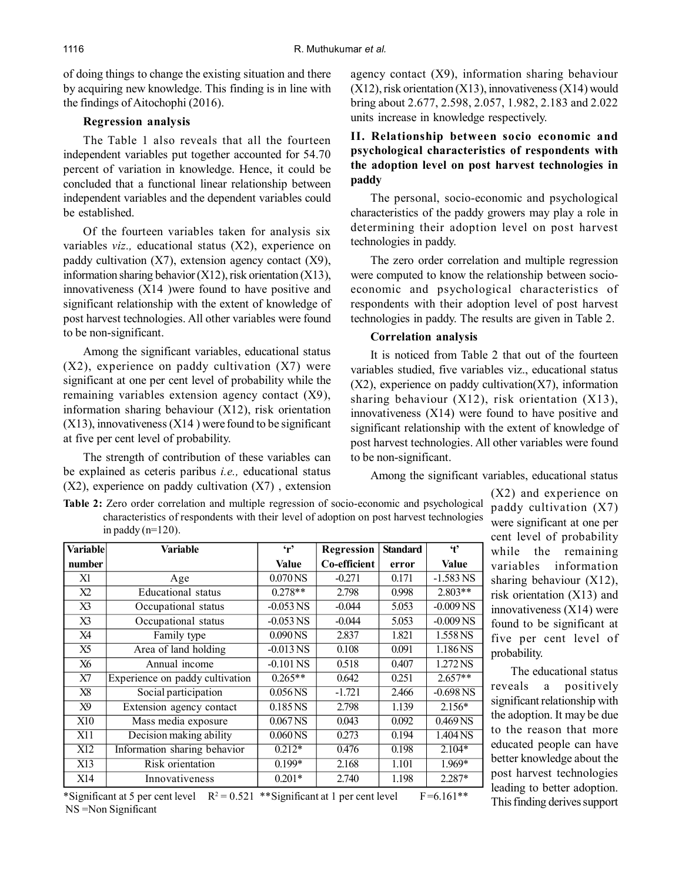of doing things to change the existing situation and there by acquiring new knowledge. This finding is in line with the findings of Aitochophi (2016).

### Regression analysis

The Table 1 also reveals that all the fourteen independent variables put together accounted for 54.70 percent of variation in knowledge. Hence, it could be concluded that a functional linear relationship between independent variables and the dependent variables could be established.

Of the fourteen variables taken for analysis six variables *viz.,* educational status (X2), experience on paddy cultivation (X7), extension agency contact (X9), information sharing behavior (X12), risk orientation (X13), innovativeness (X14 )were found to have positive and significant relationship with the extent of knowledge of post harvest technologies. All other variables were found to be non-significant.

Among the significant variables, educational status (X2), experience on paddy cultivation (X7) were significant at one per cent level of probability while the remaining variables extension agency contact (X9), information sharing behaviour (X12), risk orientation (X13), innovativeness (X14 ) were found to be significant at five per cent level of probability.

The strength of contribution of these variables can be explained as ceteris paribus *i.e.,* educational status (X2), experience on paddy cultivation (X7) , extension agency contact (X9), information sharing behaviour (X12), risk orientation (X13), innovativeness (X14) would bring about 2.677, 2.598, 2.057, 1.982, 2.183 and 2.022 units increase in knowledge respectively.

## II. Relationship between socio economic and psychological characteristics of respondents with the adoption level on post harvest technologies in paddy

The personal, socio-economic and psychological characteristics of the paddy growers may play a role in determining their adoption level on post harvest technologies in paddy.

The zero order correlation and multiple regression were computed to know the relationship between socio-economic and psychological characteristics of respondents with their adoption level of post harvest technologies in paddy. The results are given in Table 2.

### Correlation analysis

It is noticed from Table 2 that out of the fourteen variables studied, five variables viz., educational status (X2), experience on paddy cultivation(X7), information sharing behaviour (X12), risk orientation (X13), innovativeness (X14) were found to have positive and significant relationship with the extent of knowledge of post harvest technologies. All other variables were found to be non-significant.

Among the significant variables, educational status (X2) and experience on paddy cultivation (X7) were significant at one per cent level of probability while the remaining variables information sharing behaviour (X12), risk orientation (X13) and innovativeness (X14) were found to be significant at five per cent level of probability.

The educational status reveals a positively significant relationship with the adoption. It may be due to the reason that more educated people can have better knowledge about the post harvest technologies leading to better adoption. This finding derives support

**Table 2:** Zero order correlation and multiple regression of socio-economic and psychological characteristics of respondents with their level of adoption on post harvest technologies in paddy (n=120).

| Variable number | Variable | 'r' Value | Regression Co-efficient | Standard error | 't' Value |
|---|---|---|---|---|---|
| X1 | Age | 0.070 NS | -0.271 | 0.171 | -1.583 NS |
| X2 | Educational status | 0.278** | 2.798 | 0.998 | 2.803** |
| X3 | Occupational status | -0.053 NS | -0.044 | 5.053 | -0.009 NS |
| X3 | Occupational status | -0.053 NS | -0.044 | 5.053 | -0.009 NS |
| X4 | Family type | 0.090 NS | 2.837 | 1.821 | 1.558 NS |
| X5 | Area of land holding | -0.013 NS | 0.108 | 0.091 | 1.186 NS |
| X6 | Annual income | -0.101 NS | 0.518 | 0.407 | 1.272 NS |
| X7 | Experience on paddy cultivation | 0.265** | 0.642 | 0.251 | 2.657** |
| X8 | Social participation | 0.056 NS | -1.721 | 2.466 | -0.698 NS |
| X9 | Extension agency contact | 0.185 NS | 2.798 | 1.139 | 2.156* |
| X10 | Mass media exposure | 0.067 NS | 0.043 | 0.092 | 0.469 NS |
| X11 | Decision making ability | 0.060 NS | 0.273 | 0.194 | 1.404 NS |
| X12 | Information sharing behavior | 0.212* | 0.476 | 0.198 | 2.104* |
| X13 | Risk orientation | 0.199* | 2.168 | 1.101 | 1.969* |
| X14 | Innovativeness | 0.201* | 2.740 | 1.198 | 2.287* |

*Significant at 5 per cent level $R^2 = 0.521$ **Significant at 1 per cent level F=6.161**
NS =Non Significant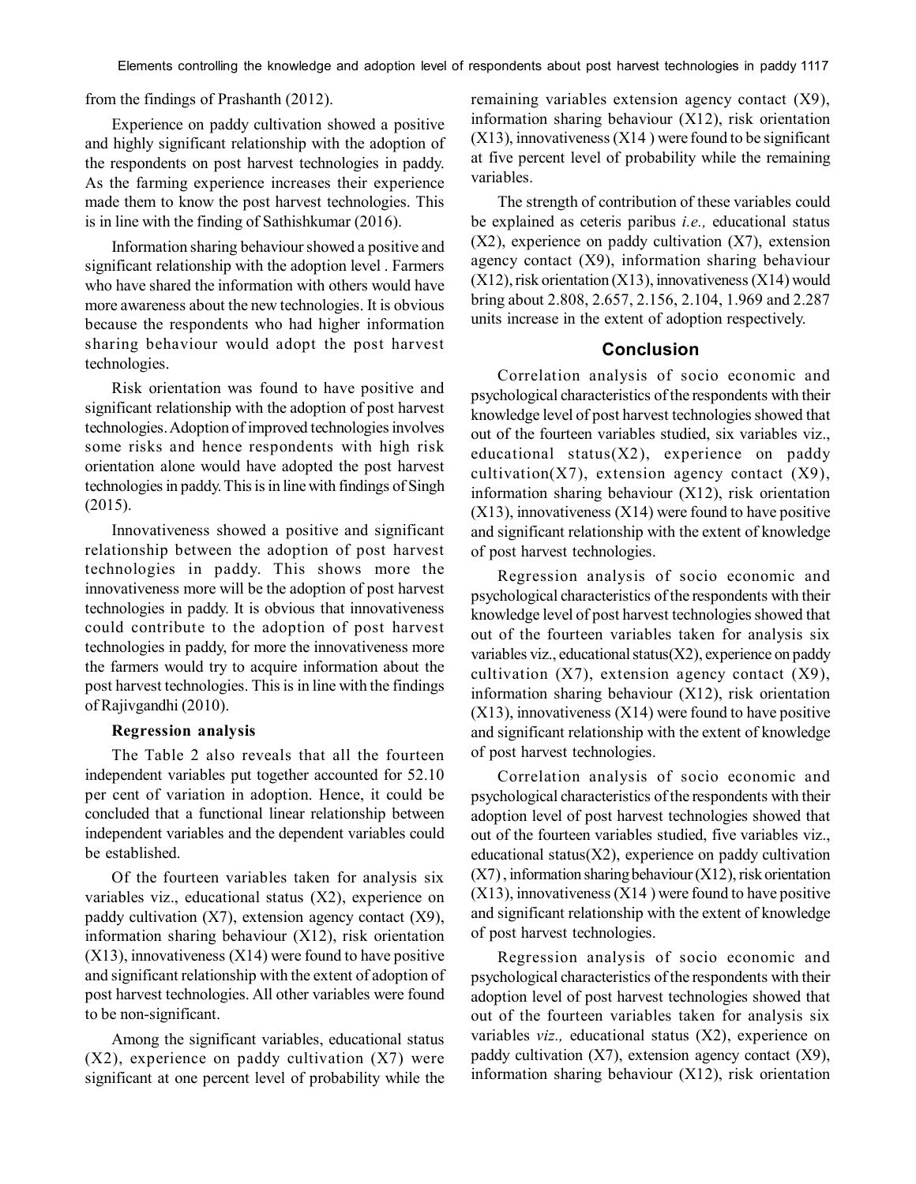from the findings of Prashanth (2012).

Experience on paddy cultivation showed a positive and highly significant relationship with the adoption of the respondents on post harvest technologies in paddy. As the farming experience increases their experience made them to know the post harvest technologies. This is in line with the finding of Sathishkumar (2016).

Information sharing behaviour showed a positive and significant relationship with the adoption level . Farmers who have shared the information with others would have more awareness about the new technologies. It is obvious because the respondents who had higher information sharing behaviour would adopt the post harvest technologies.

Risk orientation was found to have positive and significant relationship with the adoption of post harvest technologies. Adoption of improved technologies involves some risks and hence respondents with high risk orientation alone would have adopted the post harvest technologies in paddy. This is in line with findings of Singh (2015).

Innovativeness showed a positive and significant relationship between the adoption of post harvest technologies in paddy. This shows more the innovativeness more will be the adoption of post harvest technologies in paddy. It is obvious that innovativeness could contribute to the adoption of post harvest technologies in paddy, for more the innovativeness more the farmers would try to acquire information about the post harvest technologies. This is in line with the findings of Rajivgandhi (2010).

**Regression analysis**

The Table 2 also reveals that all the fourteen independent variables put together accounted for 52.10 per cent of variation in adoption. Hence, it could be concluded that a functional linear relationship between independent variables and the dependent variables could be established.

Of the fourteen variables taken for analysis six variables viz., educational status (X2), experience on paddy cultivation (X7), extension agency contact (X9), information sharing behaviour (X12), risk orientation (X13), innovativeness (X14) were found to have positive and significant relationship with the extent of adoption of post harvest technologies. All other variables were found to be non-significant.

Among the significant variables, educational status (X2), experience on paddy cultivation (X7) were significant at one percent level of probability while the remaining variables extension agency contact (X9), information sharing behaviour (X12), risk orientation (X13), innovativeness (X14 ) were found to be significant at five percent level of probability while the remaining variables.

The strength of contribution of these variables could be explained as ceteris paribus *i.e.,* educational status (X2), experience on paddy cultivation (X7), extension agency contact (X9), information sharing behaviour (X12), risk orientation (X13), innovativeness (X14) would bring about 2.808, 2.657, 2.156, 2.104, 1.969 and 2.287 units increase in the extent of adoption respectively.

## Conclusion

Correlation analysis of socio economic and psychological characteristics of the respondents with their knowledge level of post harvest technologies showed that out of the fourteen variables studied, six variables viz., educational status(X2), experience on paddy cultivation(X7), extension agency contact (X9), information sharing behaviour (X12), risk orientation (X13), innovativeness (X14) were found to have positive and significant relationship with the extent of knowledge of post harvest technologies.

Regression analysis of socio economic and psychological characteristics of the respondents with their knowledge level of post harvest technologies showed that out of the fourteen variables taken for analysis six variables viz., educational status(X2), experience on paddy cultivation (X7), extension agency contact (X9), information sharing behaviour (X12), risk orientation (X13), innovativeness (X14) were found to have positive and significant relationship with the extent of knowledge of post harvest technologies.

Correlation analysis of socio economic and psychological characteristics of the respondents with their adoption level of post harvest technologies showed that out of the fourteen variables studied, five variables viz., educational status(X2), experience on paddy cultivation (X7) , information sharing behaviour (X12), risk orientation (X13), innovativeness (X14 ) were found to have positive and significant relationship with the extent of knowledge of post harvest technologies.

Regression analysis of socio economic and psychological characteristics of the respondents with their adoption level of post harvest technologies showed that out of the fourteen variables taken for analysis six variables *viz.,* educational status (X2), experience on paddy cultivation (X7), extension agency contact (X9), information sharing behaviour (X12), risk orientation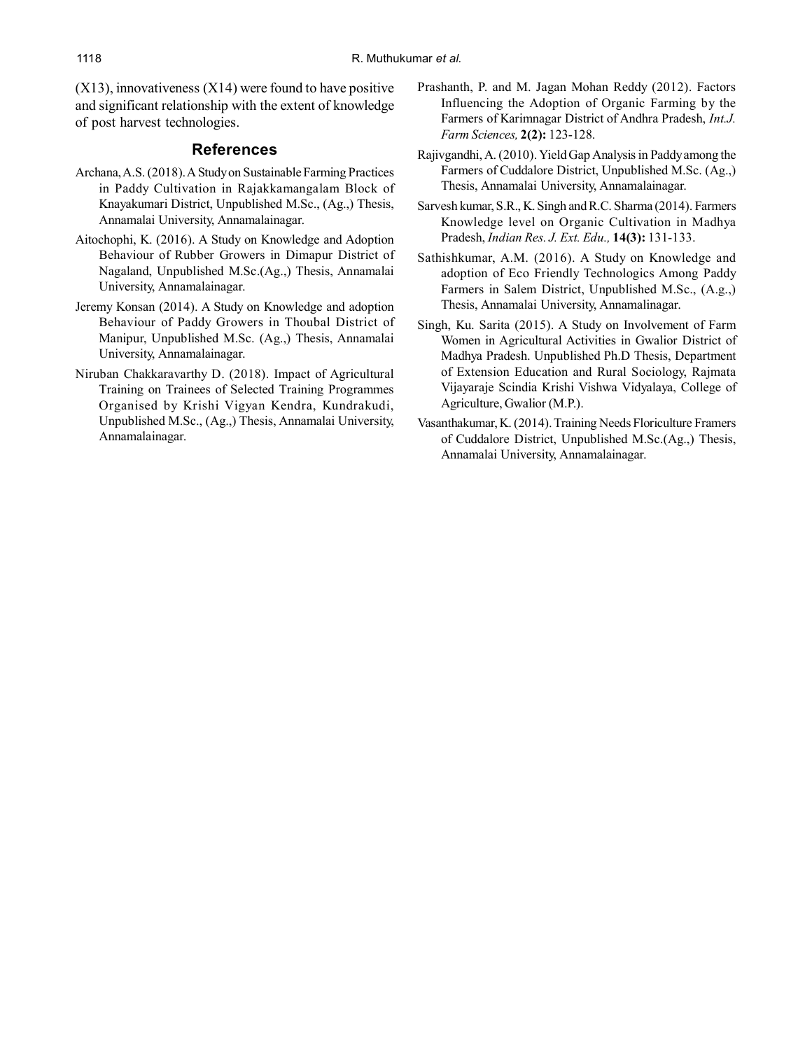(X13), innovativeness (X14) were found to have positive and significant relationship with the extent of knowledge of post harvest technologies.

## References

Archana, A.S. (2018). A Study on Sustainable Farming Practices in Paddy Cultivation in Rajakkamangalam Block of Knayakumari District, Unpublished M.Sc., (Ag.,) Thesis, Annamalai University, Annamalainagar.

Aitochophi, K. (2016). A Study on Knowledge and Adoption Behaviour of Rubber Growers in Dimapur District of Nagaland, Unpublished M.Sc.(Ag.,) Thesis, Annamalai University, Annamalainagar.

Jeremy Konsan (2014). A Study on Knowledge and adoption Behaviour of Paddy Growers in Thoubal District of Manipur, Unpublished M.Sc. (Ag.,) Thesis, Annamalai University, Annamalainagar.

Niruban Chakkaravarthy D. (2018). Impact of Agricultural Training on Trainees of Selected Training Programmes Organised by Krishi Vigyan Kendra, Kundrakudi, Unpublished M.Sc., (Ag.,) Thesis, Annamalai University, Annamalainagar.

Prashanth, P. and M. Jagan Mohan Reddy (2012). Factors Influencing the Adoption of Organic Farming by the Farmers of Karimnagar District of Andhra Pradesh, *Int.J. Farm Sciences,* **2(2):** 123-128.

Rajivgandhi, A. (2010). Yield Gap Analysis in Paddy among the Farmers of Cuddalore District, Unpublished M.Sc. (Ag.,) Thesis, Annamalai University, Annamalainagar.

Sarvesh kumar, S.R., K. Singh and R.C. Sharma (2014). Farmers Knowledge level on Organic Cultivation in Madhya Pradesh, *Indian Res. J. Ext. Edu.,* **14(3):** 131-133.

Sathishkumar, A.M. (2016). A Study on Knowledge and adoption of Eco Friendly Technologics Among Paddy Farmers in Salem District, Unpublished M.Sc., (A.g.,) Thesis, Annamalai University, Annamalinagar.

Singh, Ku. Sarita (2015). A Study on Involvement of Farm Women in Agricultural Activities in Gwalior District of Madhya Pradesh. Unpublished Ph.D Thesis, Department of Extension Education and Rural Sociology, Rajmata Vijayaraje Scindia Krishi Vishwa Vidyalaya, College of Agriculture, Gwalior (M.P.).

Vasanthakumar, K. (2014). Training Needs Floriculture Framers of Cuddalore District, Unpublished M.Sc.(Ag.,) Thesis, Annamalai University, Annamalainagar.